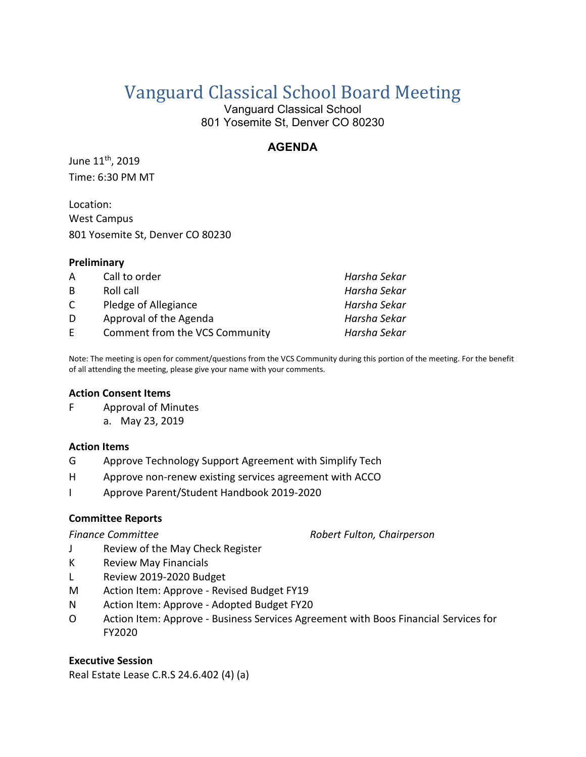# Vanguard Classical School Board Meeting

Vanguard Classical School
801 Yosemite St, Denver CO 80230

## AGENDA

June 11th, 2019
Time: 6:30 PM MT

Location:
West Campus
801 Yosemite St, Denver CO 80230

### Preliminary

| | | |
|---|---|---|
| A | Call to order | *Harsha Sekar* |
| B | Roll call | *Harsha Sekar* |
| C | Pledge of Allegiance | *Harsha Sekar* |
| D | Approval of the Agenda | *Harsha Sekar* |
| E | Comment from the VCS Community | *Harsha Sekar* |

Note: The meeting is open for comment/questions from the VCS Community during this portion of the meeting. For the benefit of all attending the meeting, please give your name with your comments.

### Action Consent Items

F Approval of Minutes
  a. May 23, 2019

### Action Items

G Approve Technology Support Agreement with Simplify Tech

H Approve non-renew existing services agreement with ACCO

I Approve Parent/Student Handbook 2019-2020

### Committee Reports

*Finance Committee* — *Robert Fulton, Chairperson*

J Review of the May Check Register

K Review May Financials

L Review 2019-2020 Budget

M Action Item: Approve - Revised Budget FY19

N Action Item: Approve - Adopted Budget FY20

O Action Item: Approve - Business Services Agreement with Boos Financial Services for FY2020

### Executive Session

Real Estate Lease C.R.S 24.6.402 (4) (a)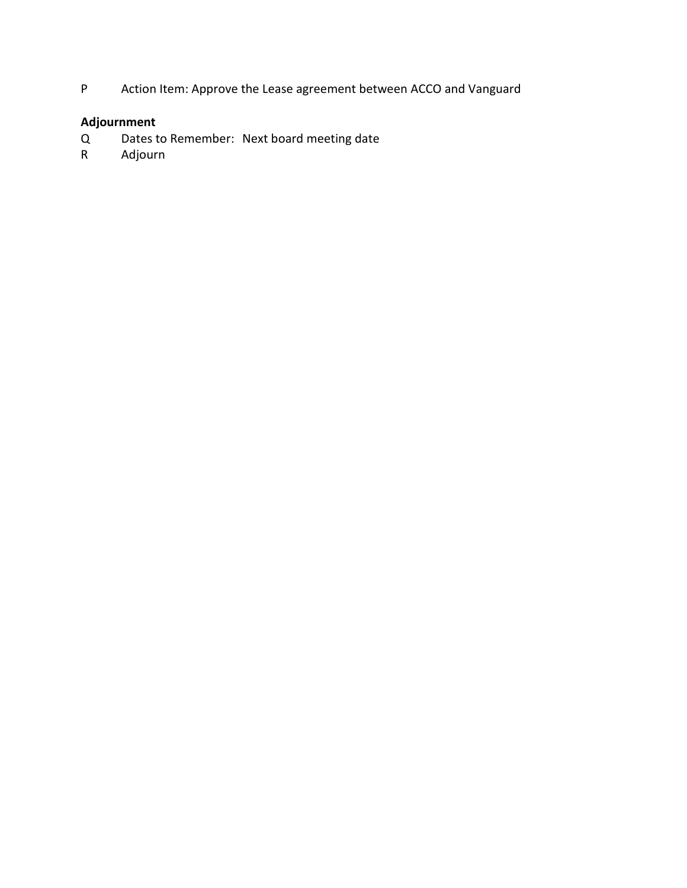P Action Item: Approve the Lease agreement between ACCO and Vanguard

**Adjournment**

Q Dates to Remember: Next board meeting date

R Adjourn